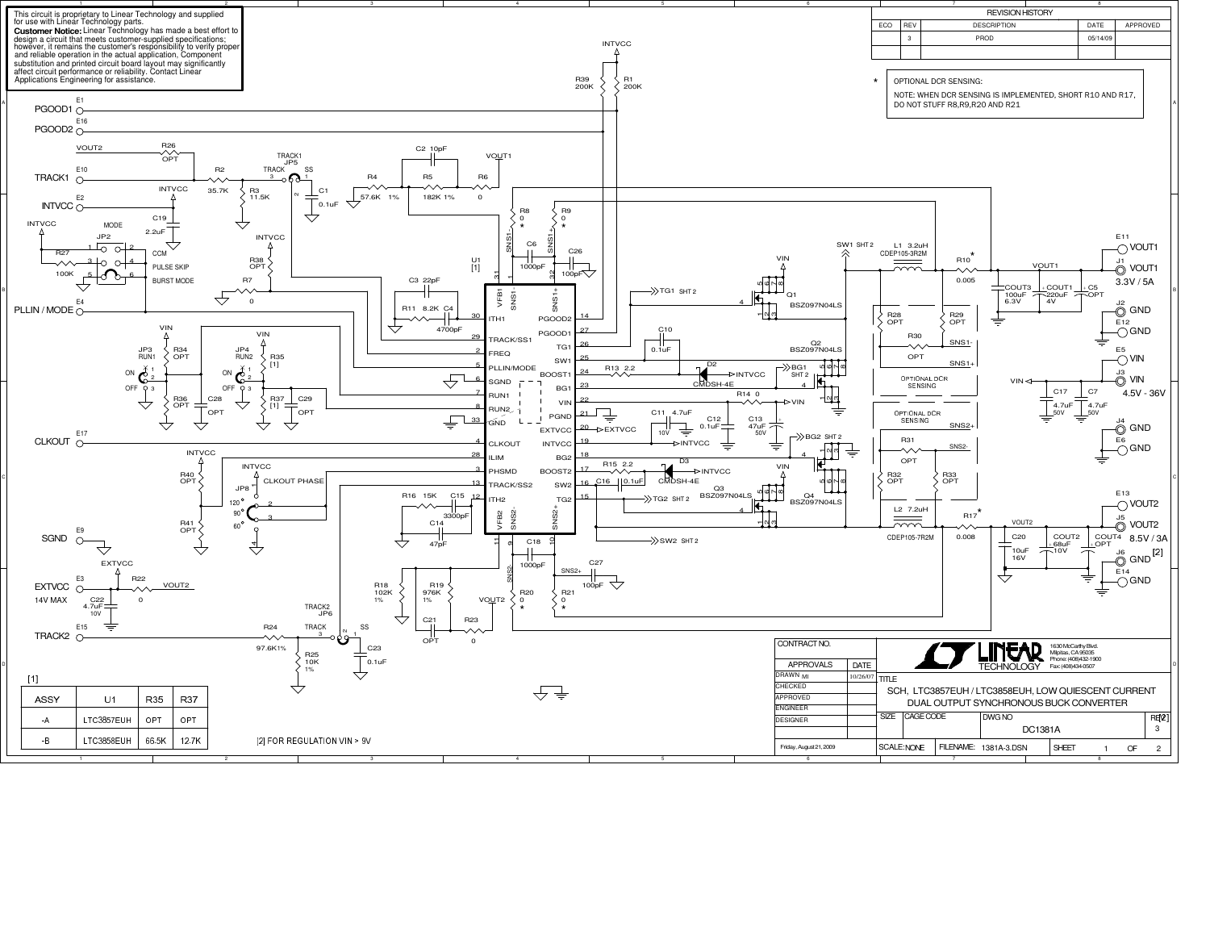This circuit is proprietary to Linear Technology and supplied for use with Linear Technology parts.
**Customer Notice:** Linear Technology has made a best effort to design a circuit that meets customer-supplied specifications; however, it remains the customer's responsibility to verify proper and reliable operation in the actual application. Component substitution and printed circuit board layout may significantly affect circuit performance or reliability. Contact Linear Applications Engineering for assistance.

| REVISION HISTORY | | | | |
|---|---|---|---|---|
| ECO | REV | DESCRIPTION | DATE | APPROVED |
| | 3 | PROD | 05/14/09 | |

\* OPTIONAL DCR SENSING:

NOTE: WHEN DCR SENSING IS IMPLEMENTED, SHORT R10 AND R17, DO NOT STUFF R8,R9,R20 AND R21

VOUT1 3.3V / 5A

VIN 4.5V - 36V

VOUT2 8.5V / 3A [2]

EXTVCC 14V MAX

[1]

| ASSY | U1 | R35 | R37 |
|---|---|---|---|
| -A | LTC3857EUH | OPT | OPT |
| -B | LTC3858EUH | 66.5K | 12.7K |

[2] FOR REGULATION VIN > 9V

| CONTRACT NO. | | |
|---|---|---|
| APPROVALS | DATE | |
| DRAWN MI | 10/26/07 | TITLE |
| CHECKED | | SCH, LTC3857EUH / LTC3858EUH, LOW QUIESCENT CURRENT DUAL OUTPUT SYNCHRONOUS BUCK CONVERTER |
| APPROVED | | |
| ENGINEER | | |
| DESIGNER | | SIZE / CAGE CODE / DWG NO: DC1381A / REV: 3 |
| Friday, August 21, 2009 | | SCALE: NONE / FILENAME: 1381A-3.DSN / SHEET 1 OF 2 |

LINEAR TECHNOLOGY
1630 McCarthy Blvd.
Milpitas, CA 95035
Phone: (408)432-1900
Fax: (408)434-0507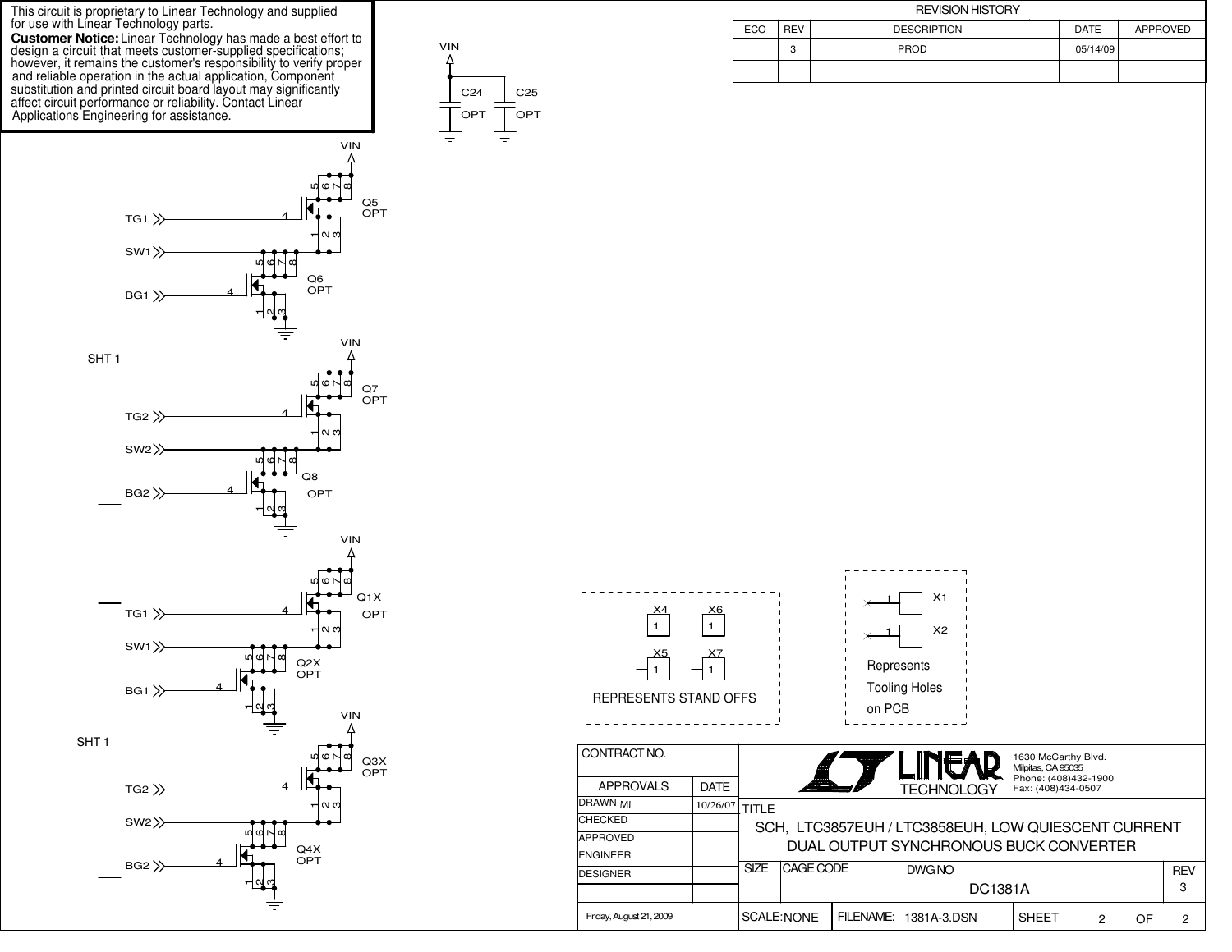This circuit is proprietary to Linear Technology and supplied for use with Linear Technology parts.

**Customer Notice:** Linear Technology has made a best effort to design a circuit that meets customer-supplied specifications; however, it remains the customer's responsibility to verify proper and reliable operation in the actual application, Component substitution and printed circuit board layout may significantly affect circuit performance or reliability. Contact Linear Applications Engineering for assistance.

| REVISION HISTORY | | | | |
|---|---|---|---|---|
| ECO | REV | DESCRIPTION | DATE | APPROVED |
| | 3 | PROD | 05/14/09 | |
| | | | | |

VIN

C24 OPT

C25 OPT

VIN

Q5 OPT

TG1

SW1

Q6 OPT

BG1

SHT 1

VIN

Q7 OPT

TG2

SW2

Q8 OPT

BG2

VIN

Q1X OPT

TG1

SW1

Q2X OPT

BG1

SHT 1

VIN

Q3X OPT

TG2

SW2

Q4X OPT

BG2

X4 X6 X5 X7

REPRESENTS STAND OFFS

X1 X2

Represents Tooling Holes on PCB

| CONTRACT NO. | |
|---|---|
| APPROVALS | DATE |
| DRAWN MI | 10/26/07 |
| CHECKED | |
| APPROVED | |
| ENGINEER | |
| DESIGNER | |

LINEAR TECHNOLOGY

1630 McCarthy Blvd.
Milpitas, CA 95035
Phone: (408)432-1900
Fax: (408)434-0507

TITLE: SCH, LTC3857EUH / LTC3858EUH, LOW QUIESCENT CURRENT DUAL OUTPUT SYNCHRONOUS BUCK CONVERTER

SIZE | CAGE CODE | DWG NO: DC1381A | REV: 3

SCALE: NONE | FILENAME: 1381A-3.DSN | SHEET 2 OF 2

Friday, August 21, 2009